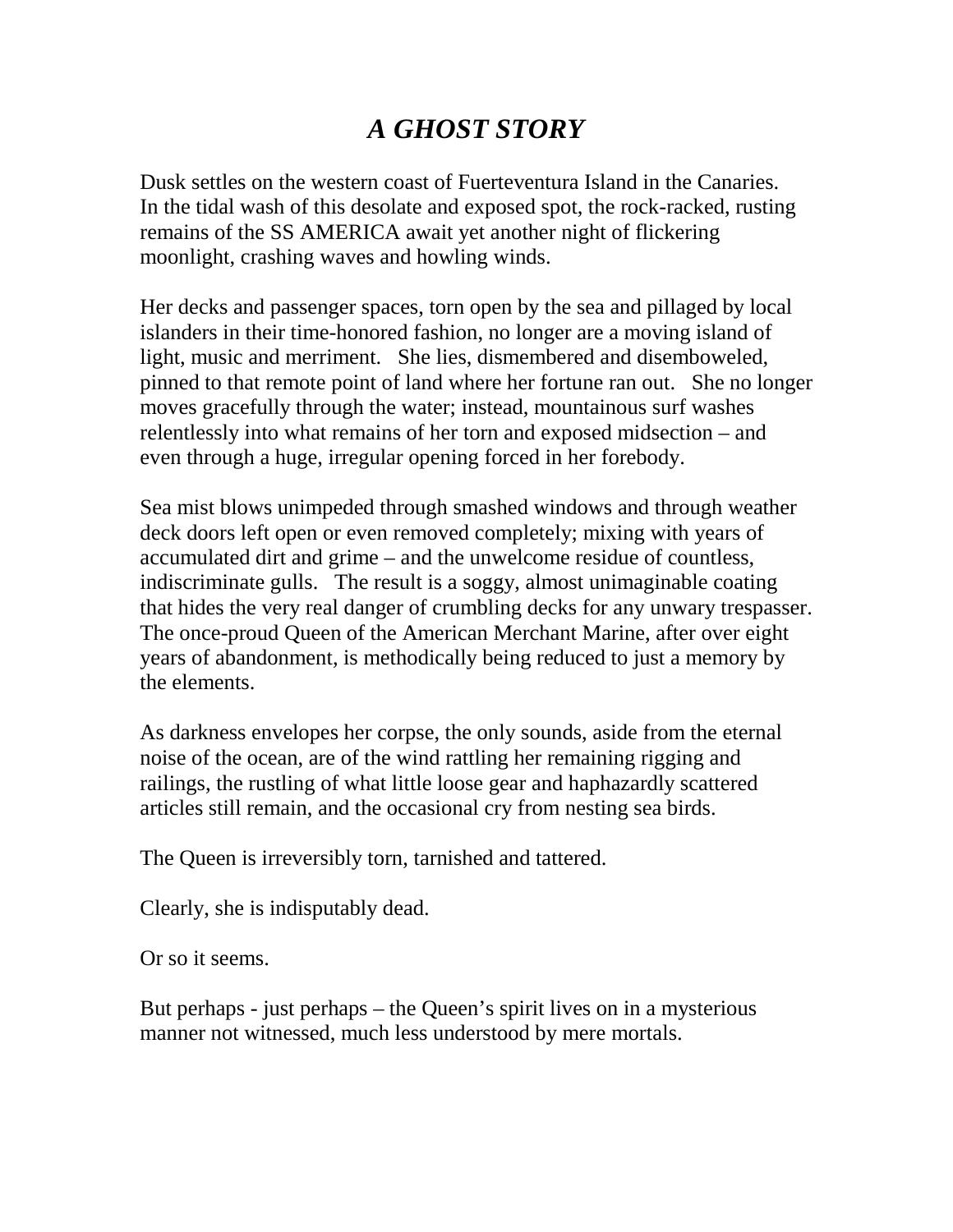# *A GHOST STORY*

Dusk settles on the western coast of Fuerteventura Island in the Canaries. In the tidal wash of this desolate and exposed spot, the rock-racked, rusting remains of the SS AMERICA await yet another night of flickering moonlight, crashing waves and howling winds.

Her decks and passenger spaces, torn open by the sea and pillaged by local islanders in their time-honored fashion, no longer are a moving island of light, music and merriment. She lies, dismembered and disemboweled, pinned to that remote point of land where her fortune ran out. She no longer moves gracefully through the water; instead, mountainous surf washes relentlessly into what remains of her torn and exposed midsection – and even through a huge, irregular opening forced in her forebody.

Sea mist blows unimpeded through smashed windows and through weather deck doors left open or even removed completely; mixing with years of accumulated dirt and grime – and the unwelcome residue of countless, indiscriminate gulls. The result is a soggy, almost unimaginable coating that hides the very real danger of crumbling decks for any unwary trespasser. The once-proud Queen of the American Merchant Marine, after over eight years of abandonment, is methodically being reduced to just a memory by the elements.

As darkness envelopes her corpse, the only sounds, aside from the eternal noise of the ocean, are of the wind rattling her remaining rigging and railings, the rustling of what little loose gear and haphazardly scattered articles still remain, and the occasional cry from nesting sea birds.

The Queen is irreversibly torn, tarnished and tattered.

Clearly, she is indisputably dead.

Or so it seems.

But perhaps - just perhaps – the Queen's spirit lives on in a mysterious manner not witnessed, much less understood by mere mortals.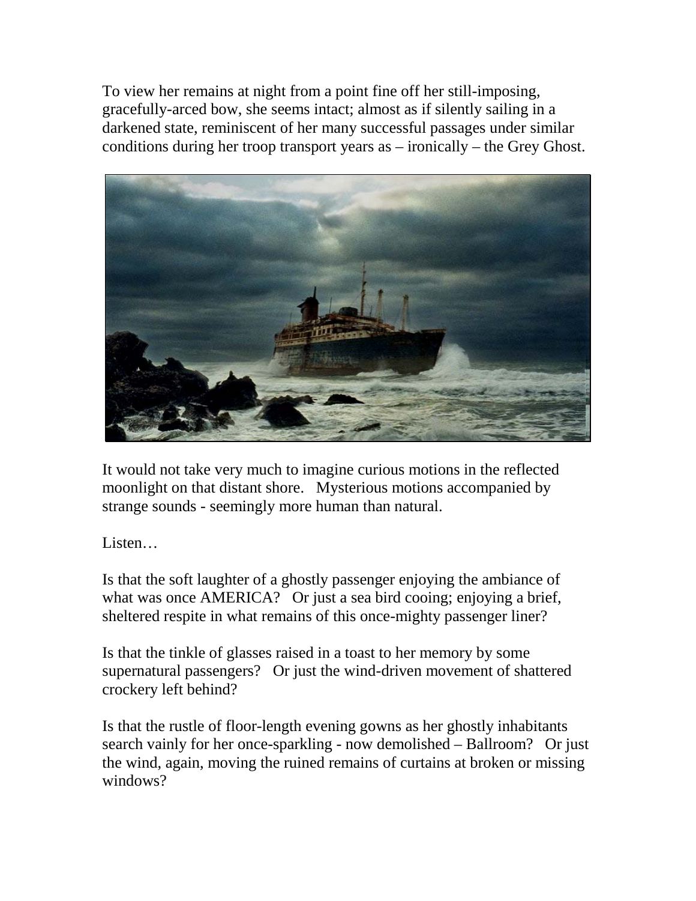To view her remains at night from a point fine off her still-imposing, gracefully-arced bow, she seems intact; almost as if silently sailing in a darkened state, reminiscent of her many successful passages under similar conditions during her troop transport years as – ironically – the Grey Ghost.

It would not take very much to imagine curious motions in the reflected moonlight on that distant shore. Mysterious motions accompanied by strange sounds - seemingly more human than natural.

Listen…

Is that the soft laughter of a ghostly passenger enjoying the ambiance of what was once AMERICA? Or just a sea bird cooing; enjoying a brief, sheltered respite in what remains of this once-mighty passenger liner?

Is that the tinkle of glasses raised in a toast to her memory by some supernatural passengers? Or just the wind-driven movement of shattered crockery left behind?

Is that the rustle of floor-length evening gowns as her ghostly inhabitants search vainly for her once-sparkling - now demolished – Ballroom? Or just the wind, again, moving the ruined remains of curtains at broken or missing windows?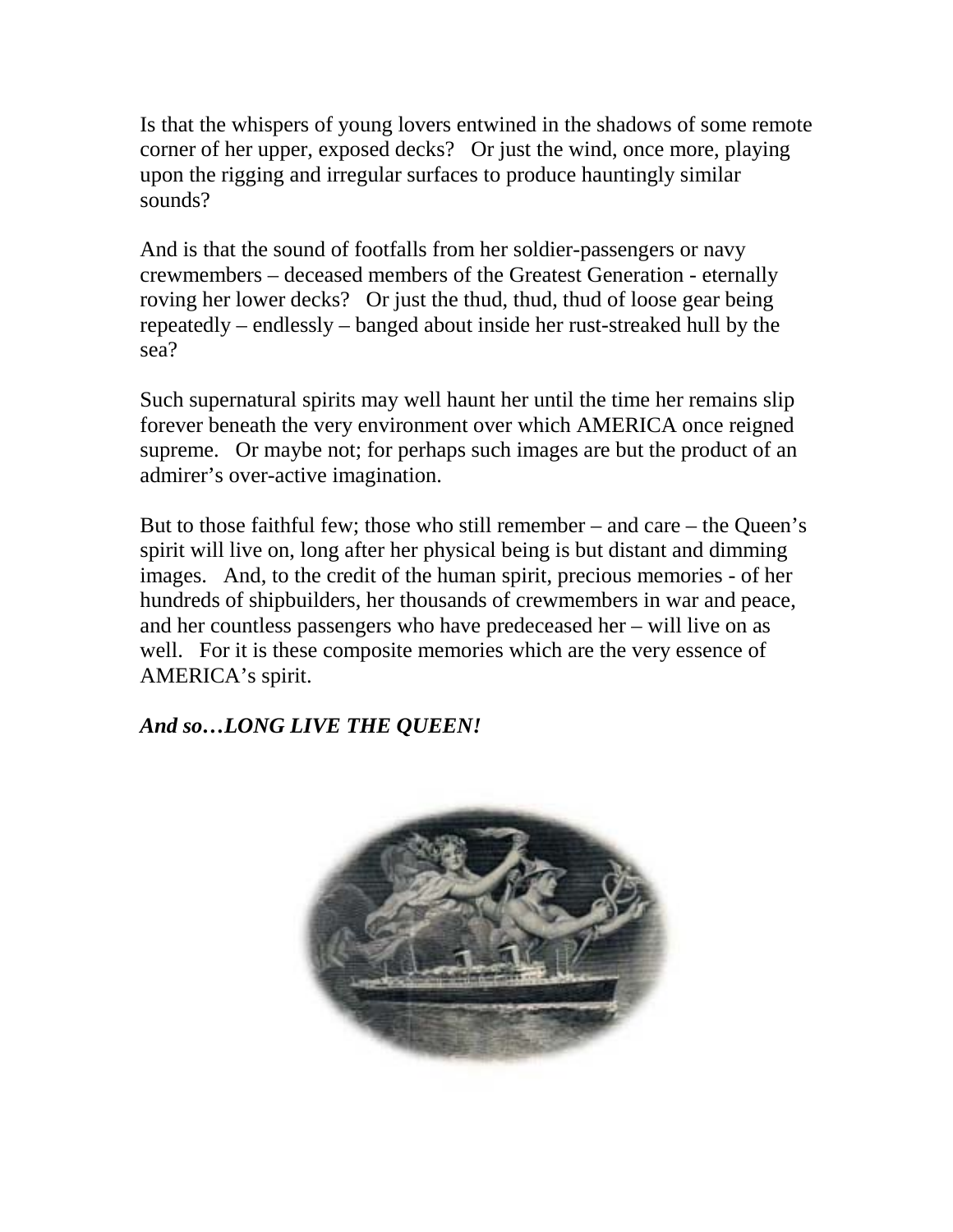Is that the whispers of young lovers entwined in the shadows of some remote corner of her upper, exposed decks? Or just the wind, once more, playing upon the rigging and irregular surfaces to produce hauntingly similar sounds?

And is that the sound of footfalls from her soldier-passengers or navy crewmembers – deceased members of the Greatest Generation - eternally roving her lower decks? Or just the thud, thud, thud of loose gear being repeatedly – endlessly – banged about inside her rust-streaked hull by the sea?

Such supernatural spirits may well haunt her until the time her remains slip forever beneath the very environment over which AMERICA once reigned supreme. Or maybe not; for perhaps such images are but the product of an admirer's over-active imagination.

But to those faithful few; those who still remember – and care – the Queen's spirit will live on, long after her physical being is but distant and dimming images. And, to the credit of the human spirit, precious memories - of her hundreds of shipbuilders, her thousands of crewmembers in war and peace, and her countless passengers who have predeceased her – will live on as well. For it is these composite memories which are the very essence of AMERICA's spirit.

***And so…LONG LIVE THE QUEEN!***